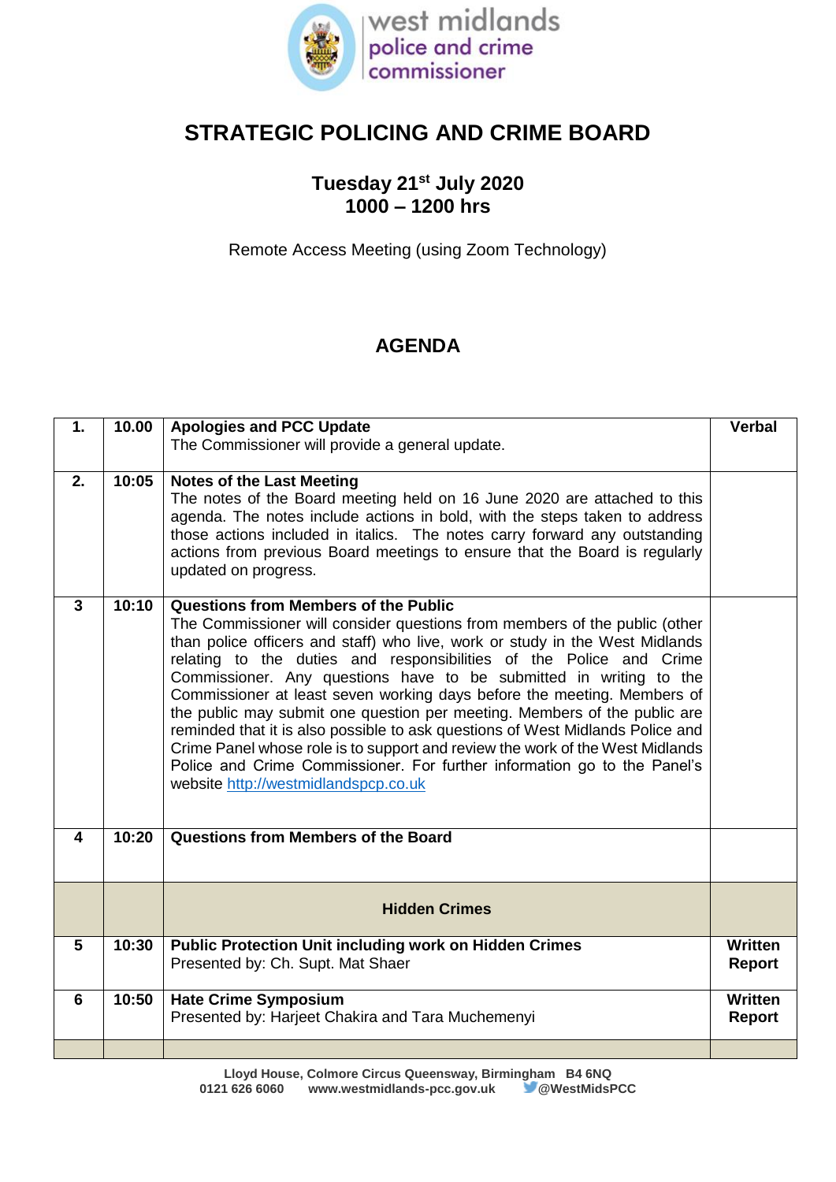west midlands police and crime commissioner

# STRATEGIC POLICING AND CRIME BOARD

## Tuesday 21st July 2020
## 1000 – 1200 hrs

Remote Access Meeting (using Zoom Technology)

## AGENDA

| | | | |
|---|---|---|---|
| **1.** | **10.00** | **Apologies and PCC Update**<br>The Commissioner will provide a general update. | **Verbal** |
| **2.** | **10:05** | **Notes of the Last Meeting**<br>The notes of the Board meeting held on 16 June 2020 are attached to this agenda. The notes include actions in bold, with the steps taken to address those actions included in italics. The notes carry forward any outstanding actions from previous Board meetings to ensure that the Board is regularly updated on progress. | |
| **3** | **10:10** | **Questions from Members of the Public**<br>The Commissioner will consider questions from members of the public (other than police officers and staff) who live, work or study in the West Midlands relating to the duties and responsibilities of the Police and Crime Commissioner. Any questions have to be submitted in writing to the Commissioner at least seven working days before the meeting. Members of the public may submit one question per meeting. Members of the public are reminded that it is also possible to ask questions of West Midlands Police and Crime Panel whose role is to support and review the work of the West Midlands Police and Crime Commissioner. For further information go to the Panel's website http://westmidlandspcp.co.uk | |
| **4** | **10:20** | **Questions from Members of the Board** | |
| | | **Hidden Crimes** | |
| **5** | **10:30** | **Public Protection Unit including work on Hidden Crimes**<br>Presented by: Ch. Supt. Mat Shaer | **Written Report** |
| **6** | **10:50** | **Hate Crime Symposium**<br>Presented by: Harjeet Chakira and Tara Muchemenyi | **Written Report** |
| | | | |

Lloyd House, Colmore Circus Queensway, Birmingham B4 6NQ
0121 626 6060 www.westmidlands-pcc.gov.uk @WestMidsPCC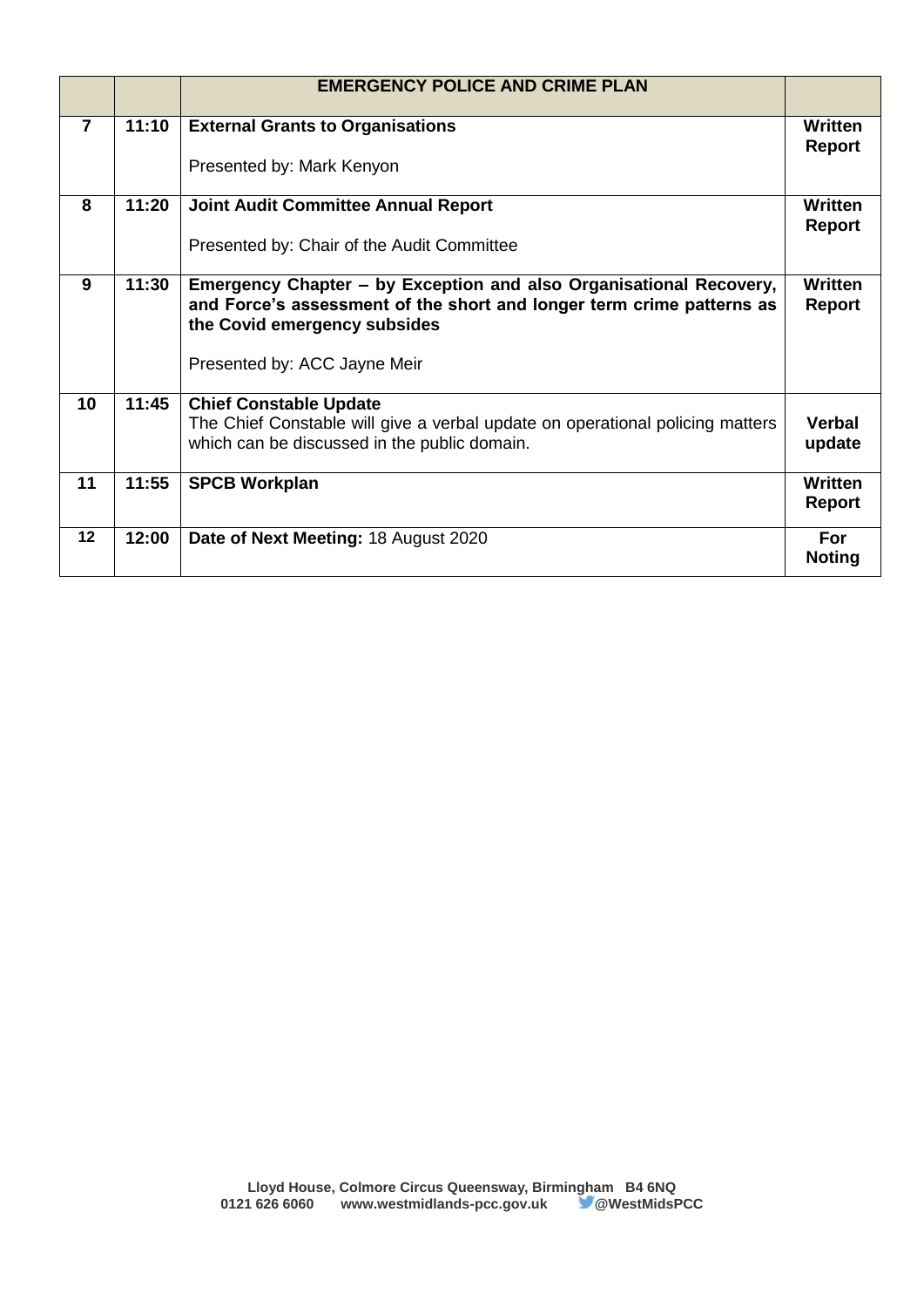| | | EMERGENCY POLICE AND CRIME PLAN | |
|---|---|---|---|
| **7** | **11:10** | **External Grants to Organisations**<br><br>Presented by: Mark Kenyon | **Written Report** |
| **8** | **11:20** | **Joint Audit Committee Annual Report**<br><br>Presented by: Chair of the Audit Committee | **Written Report** |
| **9** | **11:30** | **Emergency Chapter – by Exception and also Organisational Recovery, and Force's assessment of the short and longer term crime patterns as the Covid emergency subsides**<br><br>Presented by: ACC Jayne Meir | **Written Report** |
| **10** | **11:45** | **Chief Constable Update**<br>The Chief Constable will give a verbal update on operational policing matters which can be discussed in the public domain. | **Verbal update** |
| **11** | **11:55** | **SPCB Workplan** | **Written Report** |
| **12** | **12:00** | **Date of Next Meeting:** 18 August 2020 | **For Noting** |

**Lloyd House, Colmore Circus Queensway, Birmingham B4 6NQ**
**0121 626 6060 www.westmidlands-pcc.gov.uk @WestMidsPCC**